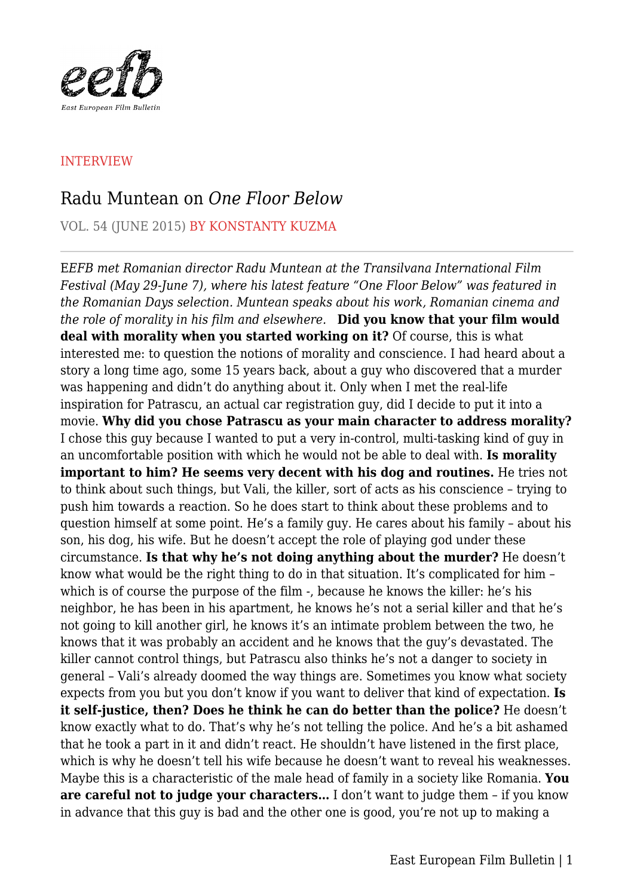INTERVIEW

# Radu Muntean on *One Floor Below*

VOL. 54 (JUNE 2015) BY KONSTANTY KUZMA

*EEFB met Romanian director Radu Muntean at the Transilvana International Film Festival (May 29-June 7), where his latest feature "One Floor Below" was featured in the Romanian Days selection. Muntean speaks about his work, Romanian cinema and the role of morality in his film and elsewhere.*

**Did you know that your film would deal with morality when you started working on it?** Of course, this is what interested me: to question the notions of morality and conscience. I had heard about a story a long time ago, some 15 years back, about a guy who discovered that a murder was happening and didn't do anything about it. Only when I met the real-life inspiration for Patrascu, an actual car registration guy, did I decide to put it into a movie. **Why did you chose Patrascu as your main character to address morality?** I chose this guy because I wanted to put a very in-control, multi-tasking kind of guy in an uncomfortable position with which he would not be able to deal with. **Is morality important to him? He seems very decent with his dog and routines.** He tries not to think about such things, but Vali, the killer, sort of acts as his conscience – trying to push him towards a reaction. So he does start to think about these problems and to question himself at some point. He's a family guy. He cares about his family – about his son, his dog, his wife. But he doesn't accept the role of playing god under these circumstance. **Is that why he's not doing anything about the murder?** He doesn't know what would be the right thing to do in that situation. It's complicated for him – which is of course the purpose of the film -, because he knows the killer: he's his neighbor, he has been in his apartment, he knows he's not a serial killer and that he's not going to kill another girl, he knows it's an intimate problem between the two, he knows that it was probably an accident and he knows that the guy's devastated. The killer cannot control things, but Patrascu also thinks he's not a danger to society in general – Vali's already doomed the way things are. Sometimes you know what society expects from you but you don't know if you want to deliver that kind of expectation. **Is it self-justice, then? Does he think he can do better than the police?** He doesn't know exactly what to do. That's why he's not telling the police. And he's a bit ashamed that he took a part in it and didn't react. He shouldn't have listened in the first place, which is why he doesn't tell his wife because he doesn't want to reveal his weaknesses. Maybe this is a characteristic of the male head of family in a society like Romania. **You are careful not to judge your characters...** I don't want to judge them – if you know in advance that this guy is bad and the other one is good, you're not up to making a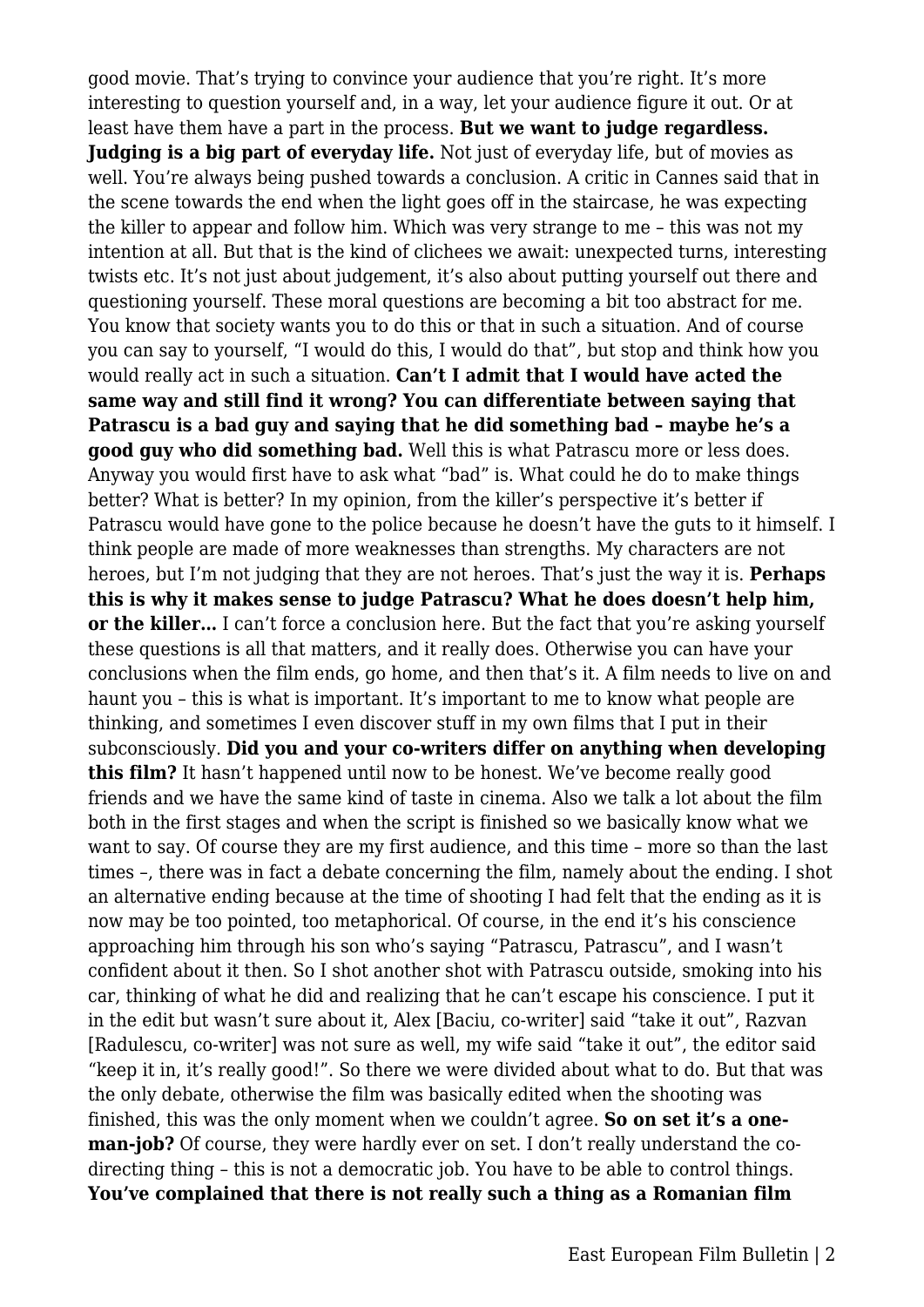good movie. That's trying to convince your audience that you're right. It's more interesting to question yourself and, in a way, let your audience figure it out. Or at least have them have a part in the process. **But we want to judge regardless. Judging is a big part of everyday life.** Not just of everyday life, but of movies as well. You're always being pushed towards a conclusion. A critic in Cannes said that in the scene towards the end when the light goes off in the staircase, he was expecting the killer to appear and follow him. Which was very strange to me – this was not my intention at all. But that is the kind of clichees we await: unexpected turns, interesting twists etc. It's not just about judgement, it's also about putting yourself out there and questioning yourself. These moral questions are becoming a bit too abstract for me. You know that society wants you to do this or that in such a situation. And of course you can say to yourself, "I would do this, I would do that", but stop and think how you would really act in such a situation. **Can't I admit that I would have acted the same way and still find it wrong? You can differentiate between saying that Patrascu is a bad guy and saying that he did something bad – maybe he's a good guy who did something bad.** Well this is what Patrascu more or less does. Anyway you would first have to ask what "bad" is. What could he do to make things better? What is better? In my opinion, from the killer's perspective it's better if Patrascu would have gone to the police because he doesn't have the guts to it himself. I think people are made of more weaknesses than strengths. My characters are not heroes, but I'm not judging that they are not heroes. That's just the way it is. **Perhaps this is why it makes sense to judge Patrascu? What he does doesn't help him, or the killer…** I can't force a conclusion here. But the fact that you're asking yourself these questions is all that matters, and it really does. Otherwise you can have your conclusions when the film ends, go home, and then that's it. A film needs to live on and haunt you – this is what is important. It's important to me to know what people are thinking, and sometimes I even discover stuff in my own films that I put in their subconsciously. **Did you and your co-writers differ on anything when developing this film?** It hasn't happened until now to be honest. We've become really good friends and we have the same kind of taste in cinema. Also we talk a lot about the film both in the first stages and when the script is finished so we basically know what we want to say. Of course they are my first audience, and this time – more so than the last times –, there was in fact a debate concerning the film, namely about the ending. I shot an alternative ending because at the time of shooting I had felt that the ending as it is now may be too pointed, too metaphorical. Of course, in the end it's his conscience approaching him through his son who's saying "Patrascu, Patrascu", and I wasn't confident about it then. So I shot another shot with Patrascu outside, smoking into his car, thinking of what he did and realizing that he can't escape his conscience. I put it in the edit but wasn't sure about it, Alex [Baciu, co-writer] said "take it out", Razvan [Radulescu, co-writer] was not sure as well, my wife said "take it out", the editor said "keep it in, it's really good!". So there we were divided about what to do. But that was the only debate, otherwise the film was basically edited when the shooting was finished, this was the only moment when we couldn't agree. **So on set it's a one-man-job?** Of course, they were hardly ever on set. I don't really understand the co-directing thing – this is not a democratic job. You have to be able to control things. **You've complained that there is not really such a thing as a Romanian film**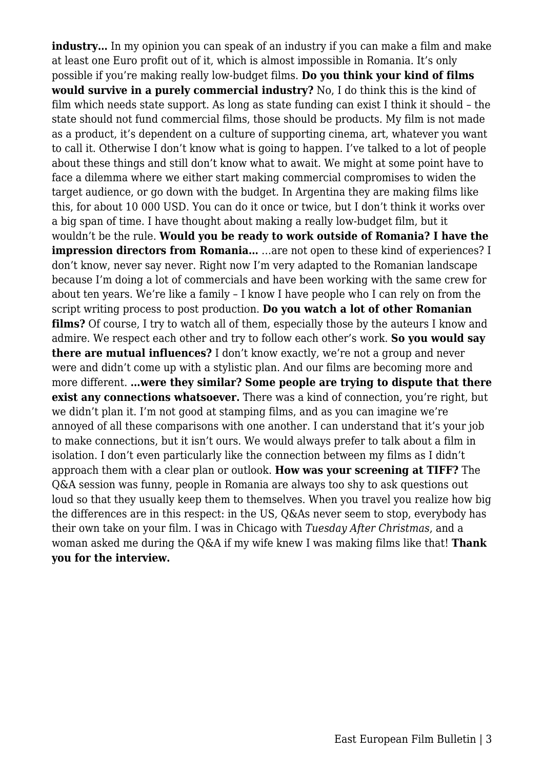**industry…** In my opinion you can speak of an industry if you can make a film and make at least one Euro profit out of it, which is almost impossible in Romania. It's only possible if you're making really low-budget films. **Do you think your kind of films would survive in a purely commercial industry?** No, I do think this is the kind of film which needs state support. As long as state funding can exist I think it should – the state should not fund commercial films, those should be products. My film is not made as a product, it's dependent on a culture of supporting cinema, art, whatever you want to call it. Otherwise I don't know what is going to happen. I've talked to a lot of people about these things and still don't know what to await. We might at some point have to face a dilemma where we either start making commercial compromises to widen the target audience, or go down with the budget. In Argentina they are making films like this, for about 10 000 USD. You can do it once or twice, but I don't think it works over a big span of time. I have thought about making a really low-budget film, but it wouldn't be the rule. **Would you be ready to work outside of Romania? I have the impression directors from Romania…** …are not open to these kind of experiences? I don't know, never say never. Right now I'm very adapted to the Romanian landscape because I'm doing a lot of commercials and have been working with the same crew for about ten years. We're like a family – I know I have people who I can rely on from the script writing process to post production. **Do you watch a lot of other Romanian films?** Of course, I try to watch all of them, especially those by the auteurs I know and admire. We respect each other and try to follow each other's work. **So you would say there are mutual influences?** I don't know exactly, we're not a group and never were and didn't come up with a stylistic plan. And our films are becoming more and more different. **…were they similar? Some people are trying to dispute that there exist any connections whatsoever.** There was a kind of connection, you're right, but we didn't plan it. I'm not good at stamping films, and as you can imagine we're annoyed of all these comparisons with one another. I can understand that it's your job to make connections, but it isn't ours. We would always prefer to talk about a film in isolation. I don't even particularly like the connection between my films as I didn't approach them with a clear plan or outlook. **How was your screening at TIFF?** The Q&A session was funny, people in Romania are always too shy to ask questions out loud so that they usually keep them to themselves. When you travel you realize how big the differences are in this respect: in the US, Q&As never seem to stop, everybody has their own take on your film. I was in Chicago with *Tuesday After Christmas*, and a woman asked me during the Q&A if my wife knew I was making films like that! **Thank you for the interview.**